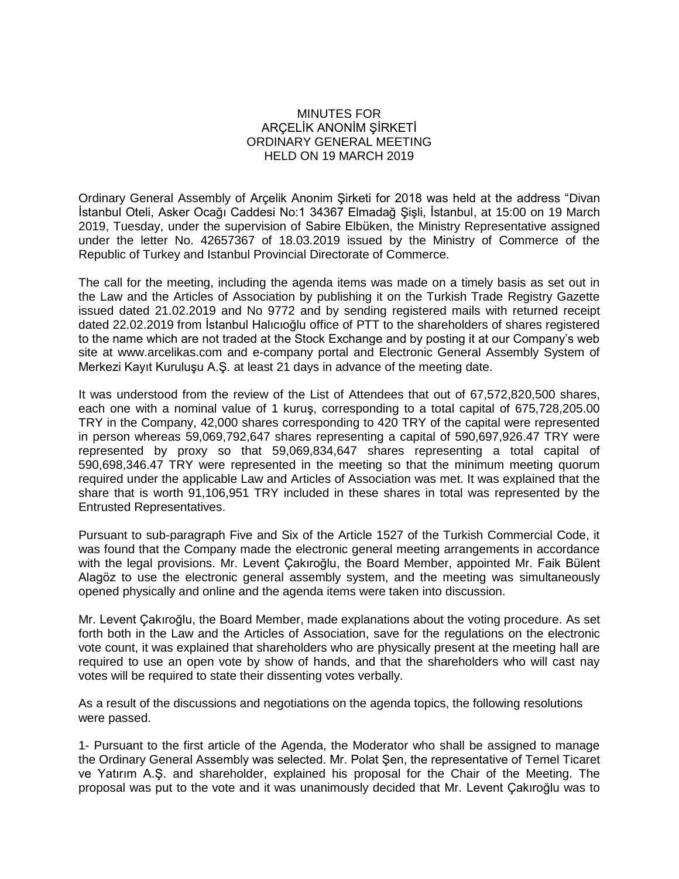# MINUTES FOR
# ARÇELİK ANONİM ŞİRKETİ
# ORDINARY GENERAL MEETING
# HELD ON 19 MARCH 2019

Ordinary General Assembly of Arçelik Anonim Şirketi for 2018 was held at the address "Divan İstanbul Oteli, Asker Ocağı Caddesi No:1 34367 Elmadağ Şişli, İstanbul, at 15:00 on 19 March 2019, Tuesday, under the supervision of Sabire Elbüken, the Ministry Representative assigned under the letter No. 42657367 of 18.03.2019 issued by the Ministry of Commerce of the Republic of Turkey and Istanbul Provincial Directorate of Commerce.

The call for the meeting, including the agenda items was made on a timely basis as set out in the Law and the Articles of Association by publishing it on the Turkish Trade Registry Gazette issued dated 21.02.2019 and No 9772 and by sending registered mails with returned receipt dated 22.02.2019 from İstanbul Halıcıoğlu office of PTT to the shareholders of shares registered to the name which are not traded at the Stock Exchange and by posting it at our Company's web site at www.arcelikas.com and e-company portal and Electronic General Assembly System of Merkezi Kayıt Kuruluşu A.Ş. at least 21 days in advance of the meeting date.

It was understood from the review of the List of Attendees that out of 67,572,820,500 shares, each one with a nominal value of 1 kuruş, corresponding to a total capital of 675,728,205.00 TRY in the Company, 42,000 shares corresponding to 420 TRY of the capital were represented in person whereas 59,069,792,647 shares representing a capital of 590,697,926.47 TRY were represented by proxy so that 59,069,834,647 shares representing a total capital of 590,698,346.47 TRY were represented in the meeting so that the minimum meeting quorum required under the applicable Law and Articles of Association was met. It was explained that the share that is worth 91,106,951 TRY included in these shares in total was represented by the Entrusted Representatives.

Pursuant to sub-paragraph Five and Six of the Article 1527 of the Turkish Commercial Code, it was found that the Company made the electronic general meeting arrangements in accordance with the legal provisions. Mr. Levent Çakıroğlu, the Board Member, appointed Mr. Faik Bülent Alagöz to use the electronic general assembly system, and the meeting was simultaneously opened physically and online and the agenda items were taken into discussion.

Mr. Levent Çakıroğlu, the Board Member, made explanations about the voting procedure. As set forth both in the Law and the Articles of Association, save for the regulations on the electronic vote count, it was explained that shareholders who are physically present at the meeting hall are required to use an open vote by show of hands, and that the shareholders who will cast nay votes will be required to state their dissenting votes verbally.

As a result of the discussions and negotiations on the agenda topics, the following resolutions were passed.

1- Pursuant to the first article of the Agenda, the Moderator who shall be assigned to manage the Ordinary General Assembly was selected. Mr. Polat Şen, the representative of Temel Ticaret ve Yatırım A.Ş. and shareholder, explained his proposal for the Chair of the Meeting. The proposal was put to the vote and it was unanimously decided that Mr. Levent Çakıroğlu was to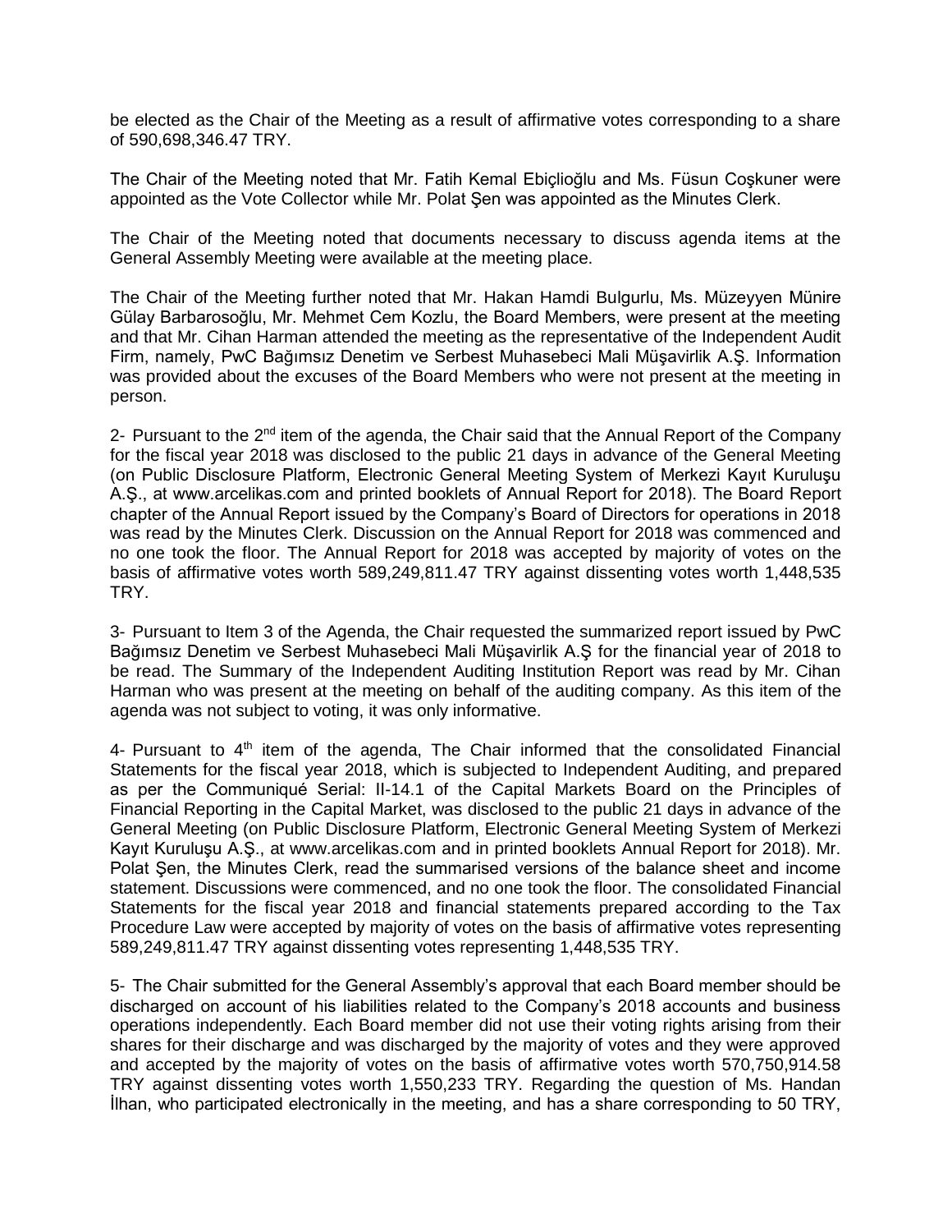be elected as the Chair of the Meeting as a result of affirmative votes corresponding to a share of 590,698,346.47 TRY.

The Chair of the Meeting noted that Mr. Fatih Kemal Ebiçlioğlu and Ms. Füsun Coşkuner were appointed as the Vote Collector while Mr. Polat Şen was appointed as the Minutes Clerk.

The Chair of the Meeting noted that documents necessary to discuss agenda items at the General Assembly Meeting were available at the meeting place.

The Chair of the Meeting further noted that Mr. Hakan Hamdi Bulgurlu, Ms. Müzeyyen Münire Gülay Barbarosoğlu, Mr. Mehmet Cem Kozlu, the Board Members, were present at the meeting and that Mr. Cihan Harman attended the meeting as the representative of the Independent Audit Firm, namely, PwC Bağımsız Denetim ve Serbest Muhasebeci Mali Müşavirlik A.Ş. Information was provided about the excuses of the Board Members who were not present at the meeting in person.

2- Pursuant to the 2nd item of the agenda, the Chair said that the Annual Report of the Company for the fiscal year 2018 was disclosed to the public 21 days in advance of the General Meeting (on Public Disclosure Platform, Electronic General Meeting System of Merkezi Kayıt Kuruluşu A.Ş., at www.arcelikas.com and printed booklets of Annual Report for 2018). The Board Report chapter of the Annual Report issued by the Company's Board of Directors for operations in 2018 was read by the Minutes Clerk. Discussion on the Annual Report for 2018 was commenced and no one took the floor. The Annual Report for 2018 was accepted by majority of votes on the basis of affirmative votes worth 589,249,811.47 TRY against dissenting votes worth 1,448,535 TRY.

3- Pursuant to Item 3 of the Agenda, the Chair requested the summarized report issued by PwC Bağımsız Denetim ve Serbest Muhasebeci Mali Müşavirlik A.Ş for the financial year of 2018 to be read. The Summary of the Independent Auditing Institution Report was read by Mr. Cihan Harman who was present at the meeting on behalf of the auditing company. As this item of the agenda was not subject to voting, it was only informative.

4- Pursuant to 4th item of the agenda, The Chair informed that the consolidated Financial Statements for the fiscal year 2018, which is subjected to Independent Auditing, and prepared as per the Communiqué Serial: II-14.1 of the Capital Markets Board on the Principles of Financial Reporting in the Capital Market, was disclosed to the public 21 days in advance of the General Meeting (on Public Disclosure Platform, Electronic General Meeting System of Merkezi Kayıt Kuruluşu A.Ş., at www.arcelikas.com and in printed booklets Annual Report for 2018). Mr. Polat Şen, the Minutes Clerk, read the summarised versions of the balance sheet and income statement. Discussions were commenced, and no one took the floor. The consolidated Financial Statements for the fiscal year 2018 and financial statements prepared according to the Tax Procedure Law were accepted by majority of votes on the basis of affirmative votes representing 589,249,811.47 TRY against dissenting votes representing 1,448,535 TRY.

5- The Chair submitted for the General Assembly's approval that each Board member should be discharged on account of his liabilities related to the Company's 2018 accounts and business operations independently. Each Board member did not use their voting rights arising from their shares for their discharge and was discharged by the majority of votes and they were approved and accepted by the majority of votes on the basis of affirmative votes worth 570,750,914.58 TRY against dissenting votes worth 1,550,233 TRY. Regarding the question of Ms. Handan İlhan, who participated electronically in the meeting, and has a share corresponding to 50 TRY,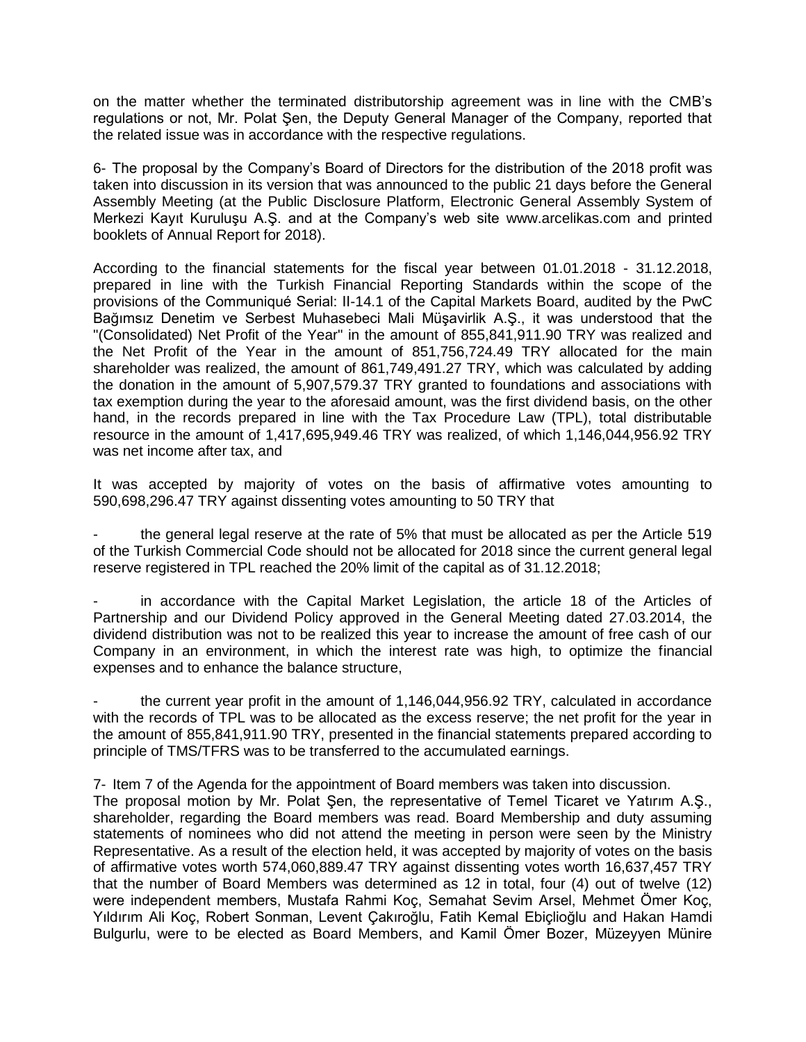on the matter whether the terminated distributorship agreement was in line with the CMB's regulations or not, Mr. Polat Şen, the Deputy General Manager of the Company, reported that the related issue was in accordance with the respective regulations.

6- The proposal by the Company's Board of Directors for the distribution of the 2018 profit was taken into discussion in its version that was announced to the public 21 days before the General Assembly Meeting (at the Public Disclosure Platform, Electronic General Assembly System of Merkezi Kayıt Kuruluşu A.Ş. and at the Company's web site www.arcelikas.com and printed booklets of Annual Report for 2018).

According to the financial statements for the fiscal year between 01.01.2018 - 31.12.2018, prepared in line with the Turkish Financial Reporting Standards within the scope of the provisions of the Communiqué Serial: II-14.1 of the Capital Markets Board, audited by the PwC Bağımsız Denetim ve Serbest Muhasebeci Mali Müşavirlik A.Ş., it was understood that the "(Consolidated) Net Profit of the Year" in the amount of 855,841,911.90 TRY was realized and the Net Profit of the Year in the amount of 851,756,724.49 TRY allocated for the main shareholder was realized, the amount of 861,749,491.27 TRY, which was calculated by adding the donation in the amount of 5,907,579.37 TRY granted to foundations and associations with tax exemption during the year to the aforesaid amount, was the first dividend basis, on the other hand, in the records prepared in line with the Tax Procedure Law (TPL), total distributable resource in the amount of 1,417,695,949.46 TRY was realized, of which 1,146,044,956.92 TRY was net income after tax, and

It was accepted by majority of votes on the basis of affirmative votes amounting to 590,698,296.47 TRY against dissenting votes amounting to 50 TRY that

- the general legal reserve at the rate of 5% that must be allocated as per the Article 519 of the Turkish Commercial Code should not be allocated for 2018 since the current general legal reserve registered in TPL reached the 20% limit of the capital as of 31.12.2018;

- in accordance with the Capital Market Legislation, the article 18 of the Articles of Partnership and our Dividend Policy approved in the General Meeting dated 27.03.2014, the dividend distribution was not to be realized this year to increase the amount of free cash of our Company in an environment, in which the interest rate was high, to optimize the financial expenses and to enhance the balance structure,

- the current year profit in the amount of 1,146,044,956.92 TRY, calculated in accordance with the records of TPL was to be allocated as the excess reserve; the net profit for the year in the amount of 855,841,911.90 TRY, presented in the financial statements prepared according to principle of TMS/TFRS was to be transferred to the accumulated earnings.

7- Item 7 of the Agenda for the appointment of Board members was taken into discussion.
The proposal motion by Mr. Polat Şen, the representative of Temel Ticaret ve Yatırım A.Ş., shareholder, regarding the Board members was read. Board Membership and duty assuming statements of nominees who did not attend the meeting in person were seen by the Ministry Representative. As a result of the election held, it was accepted by majority of votes on the basis of affirmative votes worth 574,060,889.47 TRY against dissenting votes worth 16,637,457 TRY that the number of Board Members was determined as 12 in total, four (4) out of twelve (12) were independent members, Mustafa Rahmi Koç, Semahat Sevim Arsel, Mehmet Ömer Koç, Yıldırım Ali Koç, Robert Sonman, Levent Çakıroğlu, Fatih Kemal Ebiçlioğlu and Hakan Hamdi Bulgurlu, were to be elected as Board Members, and Kamil Ömer Bozer, Müzeyyen Münire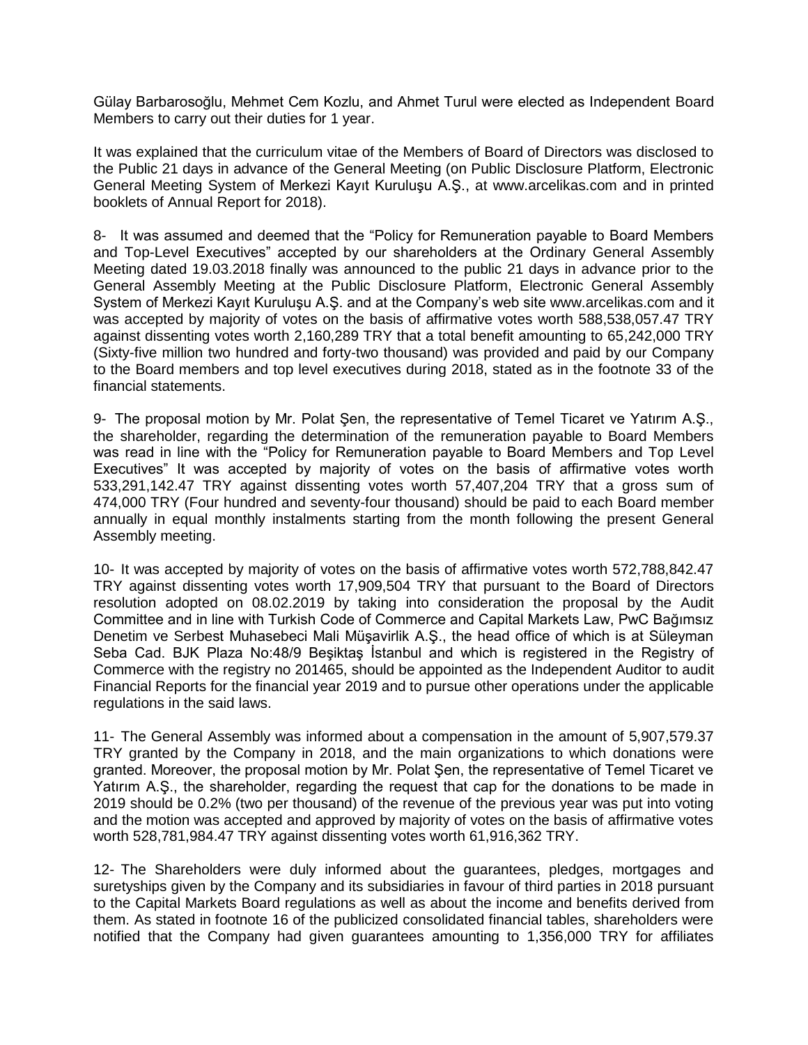Gülay Barbarosoğlu, Mehmet Cem Kozlu, and Ahmet Turul were elected as Independent Board Members to carry out their duties for 1 year.

It was explained that the curriculum vitae of the Members of Board of Directors was disclosed to the Public 21 days in advance of the General Meeting (on Public Disclosure Platform, Electronic General Meeting System of Merkezi Kayıt Kuruluşu A.Ş., at www.arcelikas.com and in printed booklets of Annual Report for 2018).

8- It was assumed and deemed that the "Policy for Remuneration payable to Board Members and Top-Level Executives" accepted by our shareholders at the Ordinary General Assembly Meeting dated 19.03.2018 finally was announced to the public 21 days in advance prior to the General Assembly Meeting at the Public Disclosure Platform, Electronic General Assembly System of Merkezi Kayıt Kuruluşu A.Ş. and at the Company's web site www.arcelikas.com and it was accepted by majority of votes on the basis of affirmative votes worth 588,538,057.47 TRY against dissenting votes worth 2,160,289 TRY that a total benefit amounting to 65,242,000 TRY (Sixty-five million two hundred and forty-two thousand) was provided and paid by our Company to the Board members and top level executives during 2018, stated as in the footnote 33 of the financial statements.

9- The proposal motion by Mr. Polat Şen, the representative of Temel Ticaret ve Yatırım A.Ş., the shareholder, regarding the determination of the remuneration payable to Board Members was read in line with the "Policy for Remuneration payable to Board Members and Top Level Executives" It was accepted by majority of votes on the basis of affirmative votes worth 533,291,142.47 TRY against dissenting votes worth 57,407,204 TRY that a gross sum of 474,000 TRY (Four hundred and seventy-four thousand) should be paid to each Board member annually in equal monthly instalments starting from the month following the present General Assembly meeting.

10- It was accepted by majority of votes on the basis of affirmative votes worth 572,788,842.47 TRY against dissenting votes worth 17,909,504 TRY that pursuant to the Board of Directors resolution adopted on 08.02.2019 by taking into consideration the proposal by the Audit Committee and in line with Turkish Code of Commerce and Capital Markets Law, PwC Bağımsız Denetim ve Serbest Muhasebeci Mali Müşavirlik A.Ş., the head office of which is at Süleyman Seba Cad. BJK Plaza No:48/9 Beşiktaş İstanbul and which is registered in the Registry of Commerce with the registry no 201465, should be appointed as the Independent Auditor to audit Financial Reports for the financial year 2019 and to pursue other operations under the applicable regulations in the said laws.

11- The General Assembly was informed about a compensation in the amount of 5,907,579.37 TRY granted by the Company in 2018, and the main organizations to which donations were granted. Moreover, the proposal motion by Mr. Polat Şen, the representative of Temel Ticaret ve Yatırım A.Ş., the shareholder, regarding the request that cap for the donations to be made in 2019 should be 0.2% (two per thousand) of the revenue of the previous year was put into voting and the motion was accepted and approved by majority of votes on the basis of affirmative votes worth 528,781,984.47 TRY against dissenting votes worth 61,916,362 TRY.

12- The Shareholders were duly informed about the guarantees, pledges, mortgages and suretyships given by the Company and its subsidiaries in favour of third parties in 2018 pursuant to the Capital Markets Board regulations as well as about the income and benefits derived from them. As stated in footnote 16 of the publicized consolidated financial tables, shareholders were notified that the Company had given guarantees amounting to 1,356,000 TRY for affiliates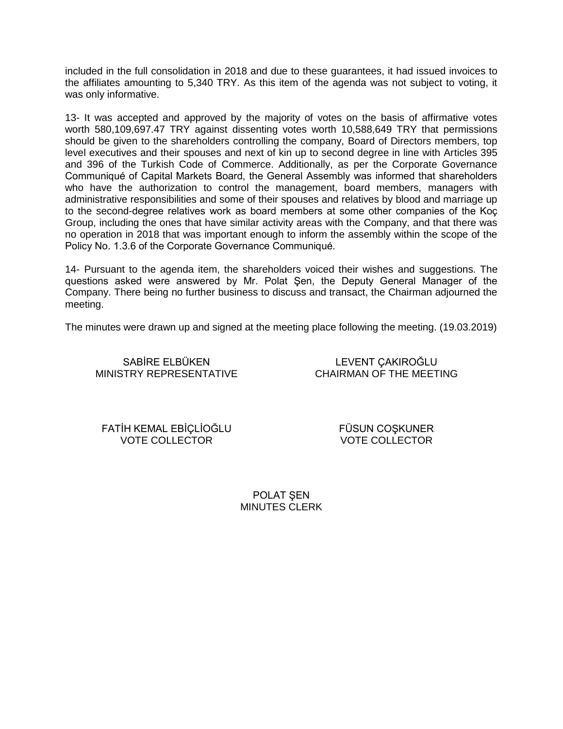included in the full consolidation in 2018 and due to these guarantees, it had issued invoices to the affiliates amounting to 5,340 TRY. As this item of the agenda was not subject to voting, it was only informative.

13- It was accepted and approved by the majority of votes on the basis of affirmative votes worth 580,109,697.47 TRY against dissenting votes worth 10,588,649 TRY that permissions should be given to the shareholders controlling the company, Board of Directors members, top level executives and their spouses and next of kin up to second degree in line with Articles 395 and 396 of the Turkish Code of Commerce. Additionally, as per the Corporate Governance Communiqué of Capital Markets Board, the General Assembly was informed that shareholders who have the authorization to control the management, board members, managers with administrative responsibilities and some of their spouses and relatives by blood and marriage up to the second-degree relatives work as board members at some other companies of the Koç Group, including the ones that have similar activity areas with the Company, and that there was no operation in 2018 that was important enough to inform the assembly within the scope of the Policy No. 1.3.6 of the Corporate Governance Communiqué.

14- Pursuant to the agenda item, the shareholders voiced their wishes and suggestions. The questions asked were answered by Mr. Polat Şen, the Deputy General Manager of the Company. There being no further business to discuss and transact, the Chairman adjourned the meeting.

The minutes were drawn up and signed at the meeting place following the meeting. (19.03.2019)

SABİRE ELBÜKEN
MINISTRY REPRESENTATIVE

LEVENT ÇAKIROĞLU
CHAIRMAN OF THE MEETING

FATİH KEMAL EBİÇLİOĞLU
VOTE COLLECTOR

FÜSUN COŞKUNER
VOTE COLLECTOR

POLAT ŞEN
MINUTES CLERK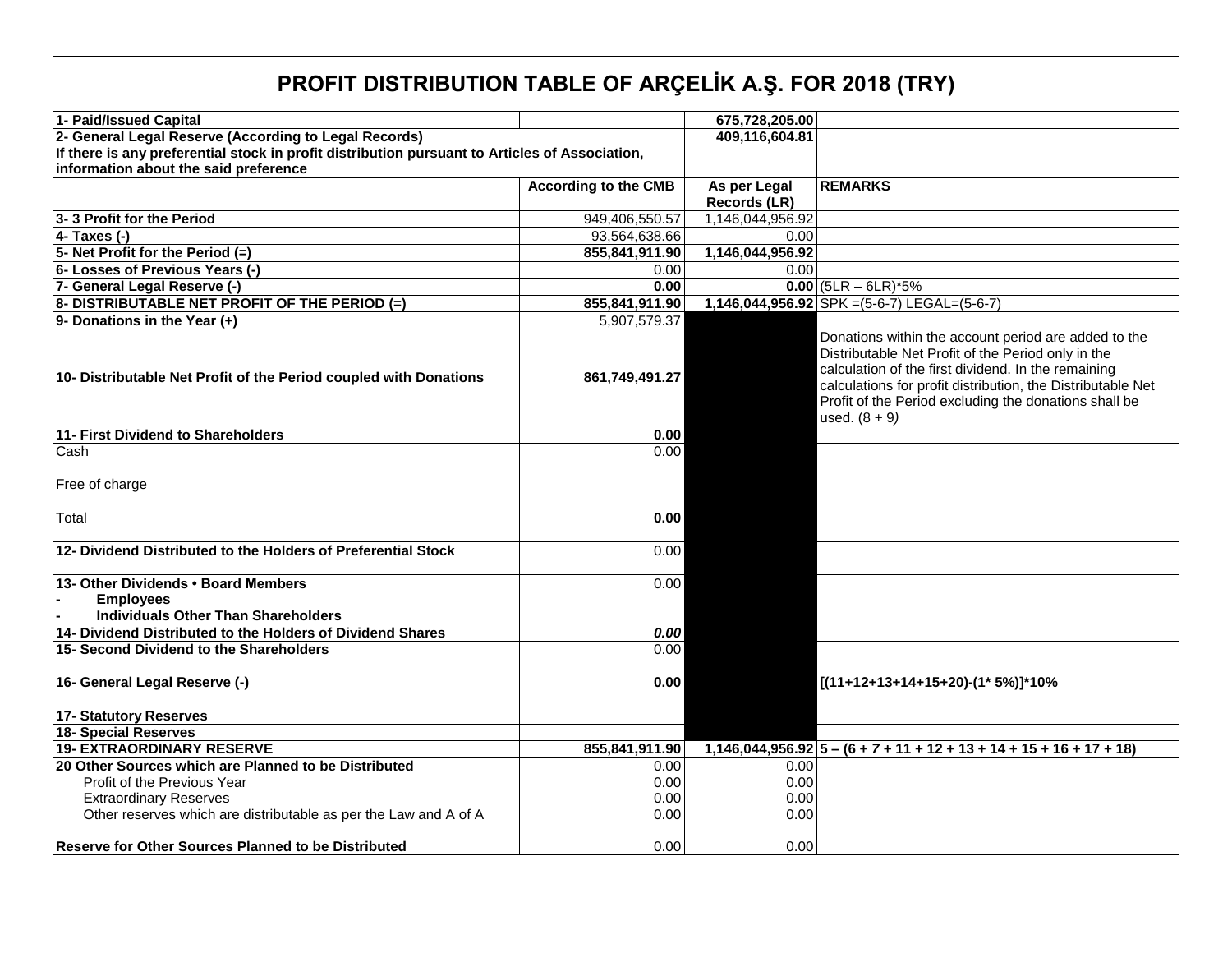# PROFIT DISTRIBUTION TABLE OF ARÇELİK A.Ş. FOR 2018 (TRY)

| | | | |
|---|---|---|---|
| **1- Paid/Issued Capital** | | **675,728,205.00** | |
| **2- General Legal Reserve (According to Legal Records)** | | **409,116,604.81** | |
| **If there is any preferential stock in profit distribution pursuant to Articles of Association, information about the said preference** | | | |
| | **According to the CMB** | **As per Legal Records (LR)** | **REMARKS** |
| **3- 3 Profit for the Period** | 949,406,550.57 | 1,146,044,956.92 | |
| **4- Taxes (-)** | 93,564,638.66 | 0.00 | |
| **5- Net Profit for the Period (=)** | **855,841,911.90** | **1,146,044,956.92** | |
| **6- Losses of Previous Years (-)** | 0.00 | 0.00 | |
| **7- General Legal Reserve (-)** | **0.00** | **0.00** | (5LR – 6LR)*5% |
| **8- DISTRIBUTABLE NET PROFIT OF THE PERIOD (=)** | **855,841,911.90** | **1,146,044,956.92** | SPK =(5-6-7) LEGAL=(5-6-7) |
| **9- Donations in the Year (+)** | 5,907,579.37 | | |
| **10- Distributable Net Profit of the Period coupled with Donations** | **861,749,491.27** | | Donations within the account period are added to the Distributable Net Profit of the Period only in the calculation of the first dividend. In the remaining calculations for profit distribution, the Distributable Net Profit of the Period excluding the donations shall be used. (8 + 9) |
| **11- First Dividend to Shareholders** | **0.00** | | |
| Cash | 0.00 | | |
| Free of charge | | | |
| Total | **0.00** | | |
| **12- Dividend Distributed to the Holders of Preferential Stock** | 0.00 | | |
| **13- Other Dividends • Board Members**<br>**- Employees**<br>**- Individuals Other Than Shareholders** | 0.00 | | |
| **14- Dividend Distributed to the Holders of Dividend Shares** | ***0.00*** | | |
| **15- Second Dividend to the Shareholders** | 0.00 | | |
| **16- General Legal Reserve (-)** | **0.00** | | **[(11+12+13+14+15+20)-(1* 5%)]*10%** |
| **17- Statutory Reserves** | | | |
| **18- Special Reserves** | | | |
| **19- EXTRAORDINARY RESERVE** | **855,841,911.90** | **1,146,044,956.92** | **5 – (6 + 7 + 11 + 12 + 13 + 14 + 15 + 16 + 17 + 18)** |
| **20 Other Sources which are Planned to be Distributed** | 0.00 | 0.00 | |
| Profit of the Previous Year | 0.00 | 0.00 | |
| Extraordinary Reserves | 0.00 | 0.00 | |
| Other reserves which are distributable as per the Law and A of A | 0.00 | 0.00 | |
| **Reserve for Other Sources Planned to be Distributed** | 0.00 | 0.00 | |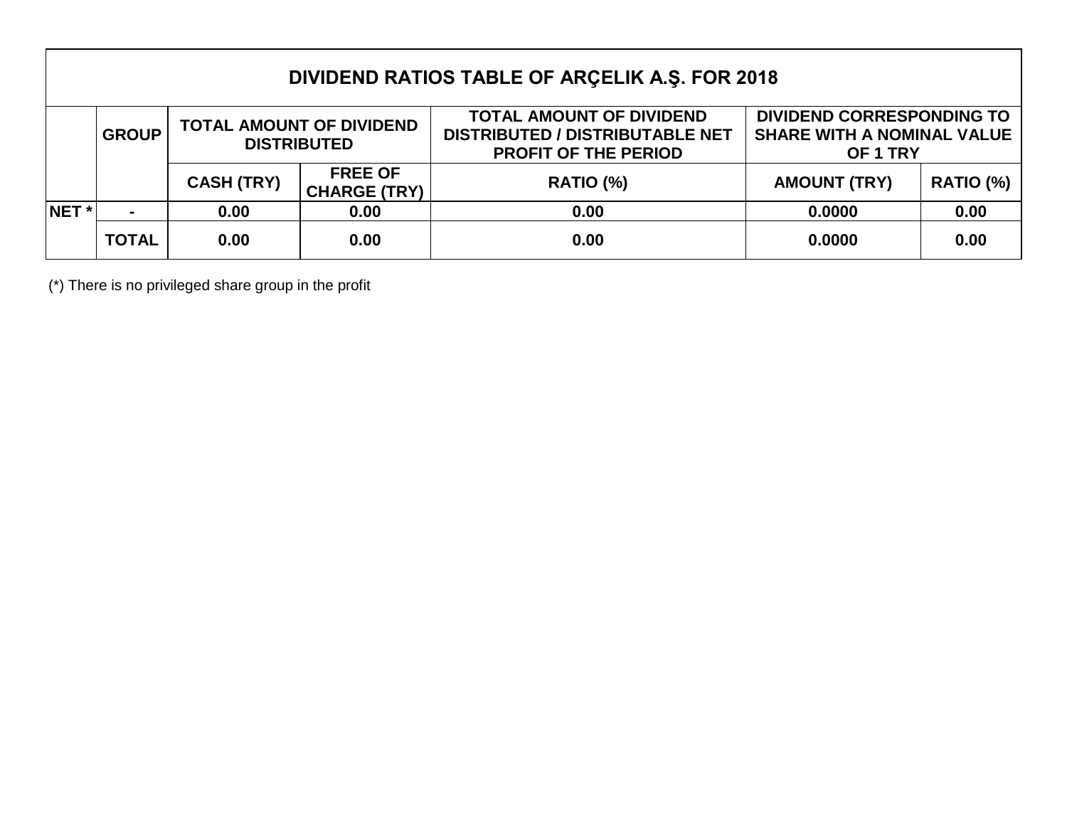# DIVIDEND RATIOS TABLE OF ARÇELIK A.Ş. FOR 2018

| | GROUP | TOTAL AMOUNT OF DIVIDEND DISTRIBUTED | | TOTAL AMOUNT OF DIVIDEND DISTRIBUTED / DISTRIBUTABLE NET PROFIT OF THE PERIOD | DIVIDEND CORRESPONDING TO SHARE WITH A NOMINAL VALUE OF 1 TRY | |
|---|---|---|---|---|---|---|
| | | CASH (TRY) | FREE OF CHARGE (TRY) | RATIO (%) | AMOUNT (TRY) | RATIO (%) |
| NET * | - | 0.00 | 0.00 | 0.00 | 0.0000 | 0.00 |
| | TOTAL | 0.00 | 0.00 | 0.00 | 0.0000 | 0.00 |

(*) There is no privileged share group in the profit